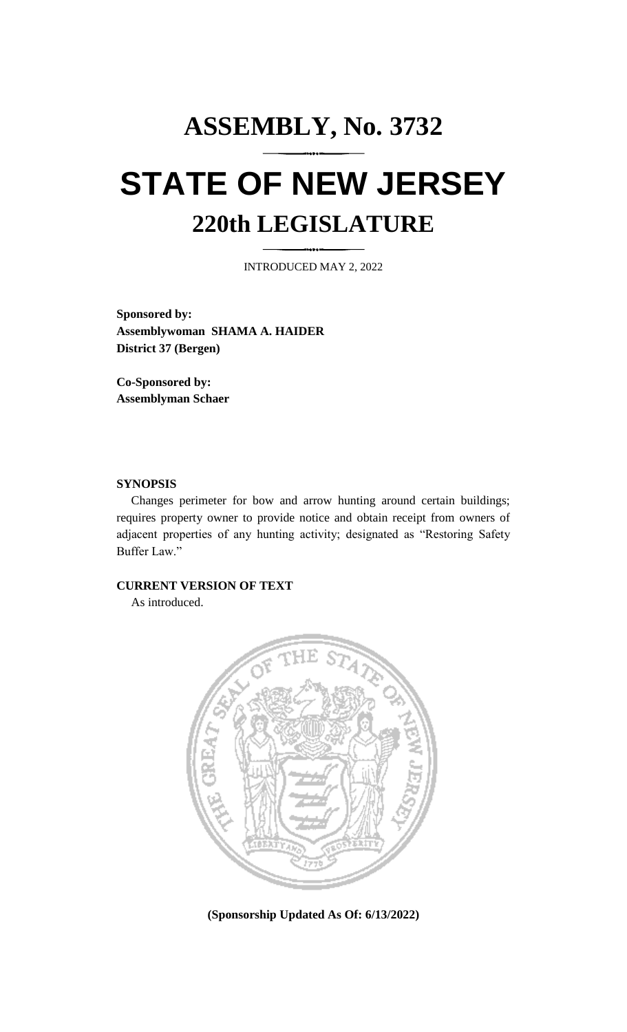# ASSEMBLY, No. 3732

# STATE OF NEW JERSEY

## 220th LEGISLATURE

INTRODUCED MAY 2, 2022

**Sponsored by:**
**Assemblywoman SHAMA A. HAIDER**
**District 37 (Bergen)**

**Co-Sponsored by:**
**Assemblyman Schaer**

**SYNOPSIS**

Changes perimeter for bow and arrow hunting around certain buildings; requires property owner to provide notice and obtain receipt from owners of adjacent properties of any hunting activity; designated as "Restoring Safety Buffer Law."

**CURRENT VERSION OF TEXT**

As introduced.

**(Sponsorship Updated As Of: 6/13/2022)**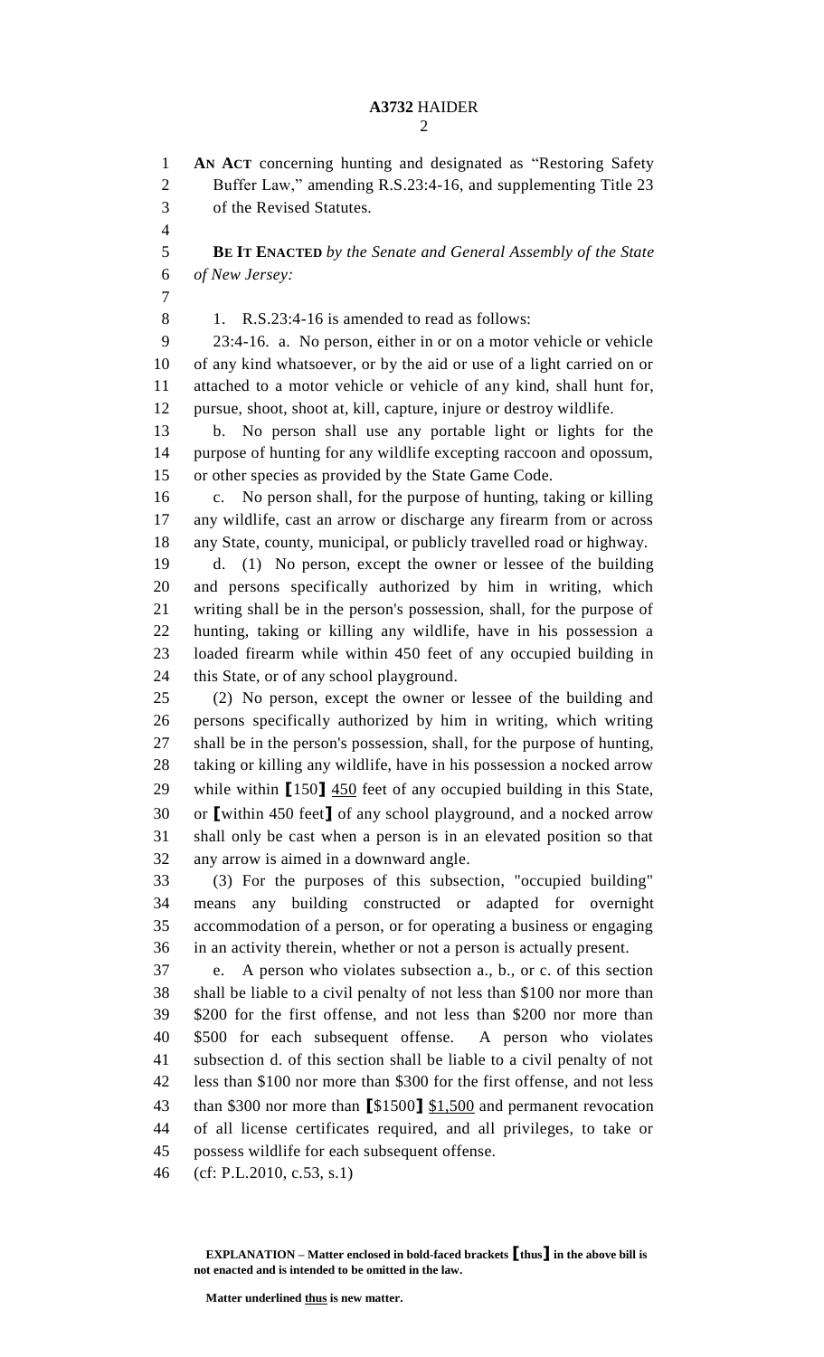**AN ACT** concerning hunting and designated as "Restoring Safety Buffer Law," amending R.S.23:4-16, and supplementing Title 23 of the Revised Statutes.

**BE IT ENACTED** *by the Senate and General Assembly of the State of New Jersey:*

1. R.S.23:4-16 is amended to read as follows:

23:4-16. a. No person, either in or on a motor vehicle or vehicle of any kind whatsoever, or by the aid or use of a light carried on or attached to a motor vehicle or vehicle of any kind, shall hunt for, pursue, shoot, shoot at, kill, capture, injure or destroy wildlife.

b. No person shall use any portable light or lights for the purpose of hunting for any wildlife excepting raccoon and opossum, or other species as provided by the State Game Code.

c. No person shall, for the purpose of hunting, taking or killing any wildlife, cast an arrow or discharge any firearm from or across any State, county, municipal, or publicly travelled road or highway.

d. (1) No person, except the owner or lessee of the building and persons specifically authorized by him in writing, which writing shall be in the person's possession, shall, for the purpose of hunting, taking or killing any wildlife, have in his possession a loaded firearm while within 450 feet of any occupied building in this State, or of any school playground.

(2) No person, except the owner or lessee of the building and persons specifically authorized by him in writing, which writing shall be in the person's possession, shall, for the purpose of hunting, taking or killing any wildlife, have in his possession a nocked arrow while within **[**150**]** <u>450</u> feet of any occupied building in this State, or **[**within 450 feet**]** of any school playground, and a nocked arrow shall only be cast when a person is in an elevated position so that any arrow is aimed in a downward angle.

(3) For the purposes of this subsection, "occupied building" means any building constructed or adapted for overnight accommodation of a person, or for operating a business or engaging in an activity therein, whether or not a person is actually present.

e. A person who violates subsection a., b., or c. of this section shall be liable to a civil penalty of not less than $100 nor more than $200 for the first offense, and not less than $200 nor more than $500 for each subsequent offense. A person who violates subsection d. of this section shall be liable to a civil penalty of not less than $100 nor more than $300 for the first offense, and not less than $300 nor more than **[**$1500**]** <u>$1,500</u> and permanent revocation of all license certificates required, and all privileges, to take or possess wildlife for each subsequent offense.

(cf: P.L.2010, c.53, s.1)

**EXPLANATION – Matter enclosed in bold-faced brackets [thus] in the above bill is not enacted and is intended to be omitted in the law.**

**Matter underlined <u>thus</u> is new matter.**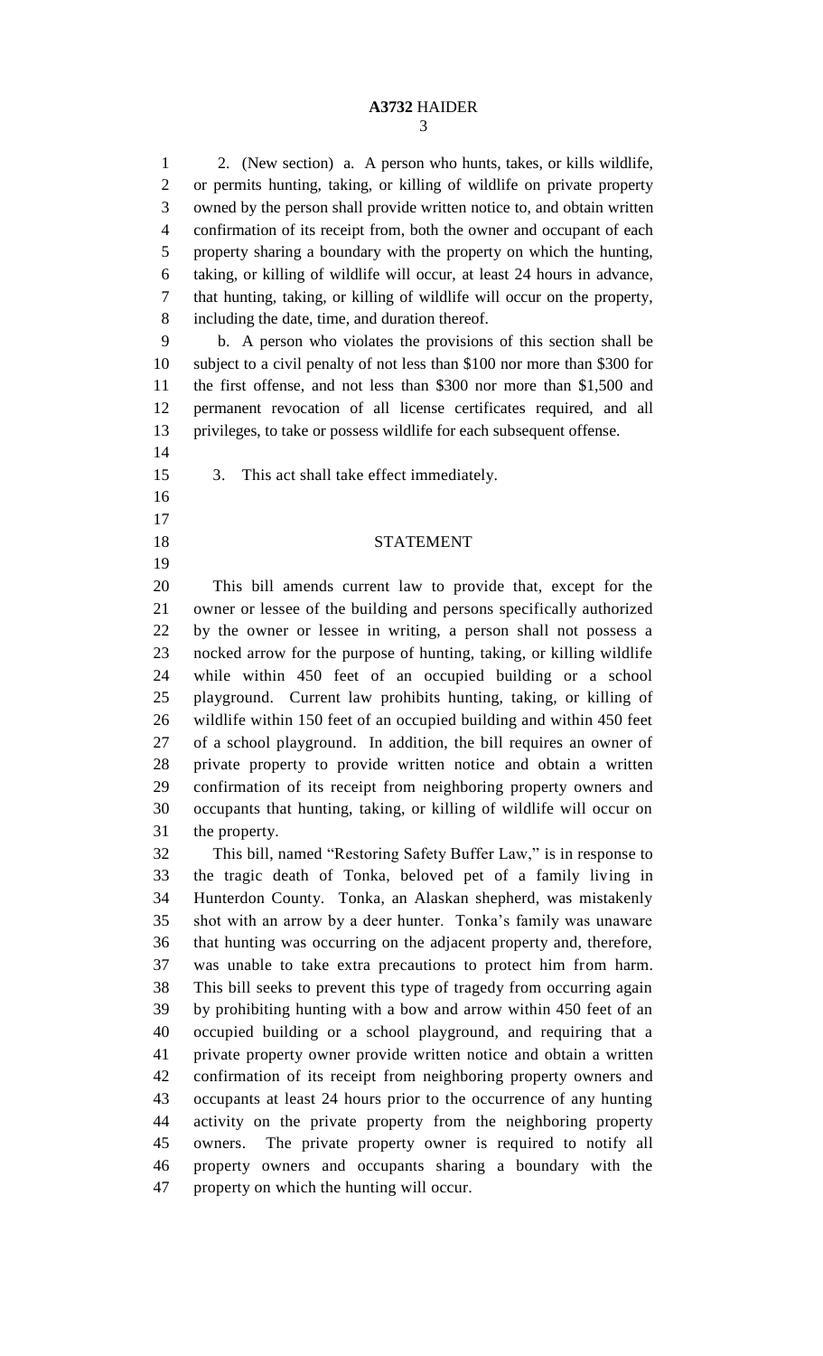2. (New section) a. A person who hunts, takes, or kills wildlife, or permits hunting, taking, or killing of wildlife on private property owned by the person shall provide written notice to, and obtain written confirmation of its receipt from, both the owner and occupant of each property sharing a boundary with the property on which the hunting, taking, or killing of wildlife will occur, at least 24 hours in advance, that hunting, taking, or killing of wildlife will occur on the property, including the date, time, and duration thereof.

b. A person who violates the provisions of this section shall be subject to a civil penalty of not less than $100 nor more than $300 for the first offense, and not less than $300 nor more than $1,500 and permanent revocation of all license certificates required, and all privileges, to take or possess wildlife for each subsequent offense.

3. This act shall take effect immediately.

## STATEMENT

This bill amends current law to provide that, except for the owner or lessee of the building and persons specifically authorized by the owner or lessee in writing, a person shall not possess a nocked arrow for the purpose of hunting, taking, or killing wildlife while within 450 feet of an occupied building or a school playground. Current law prohibits hunting, taking, or killing of wildlife within 150 feet of an occupied building and within 450 feet of a school playground. In addition, the bill requires an owner of private property to provide written notice and obtain a written confirmation of its receipt from neighboring property owners and occupants that hunting, taking, or killing of wildlife will occur on the property.

This bill, named "Restoring Safety Buffer Law," is in response to the tragic death of Tonka, beloved pet of a family living in Hunterdon County. Tonka, an Alaskan shepherd, was mistakenly shot with an arrow by a deer hunter. Tonka's family was unaware that hunting was occurring on the adjacent property and, therefore, was unable to take extra precautions to protect him from harm. This bill seeks to prevent this type of tragedy from occurring again by prohibiting hunting with a bow and arrow within 450 feet of an occupied building or a school playground, and requiring that a private property owner provide written notice and obtain a written confirmation of its receipt from neighboring property owners and occupants at least 24 hours prior to the occurrence of any hunting activity on the private property from the neighboring property owners. The private property owner is required to notify all property owners and occupants sharing a boundary with the property on which the hunting will occur.